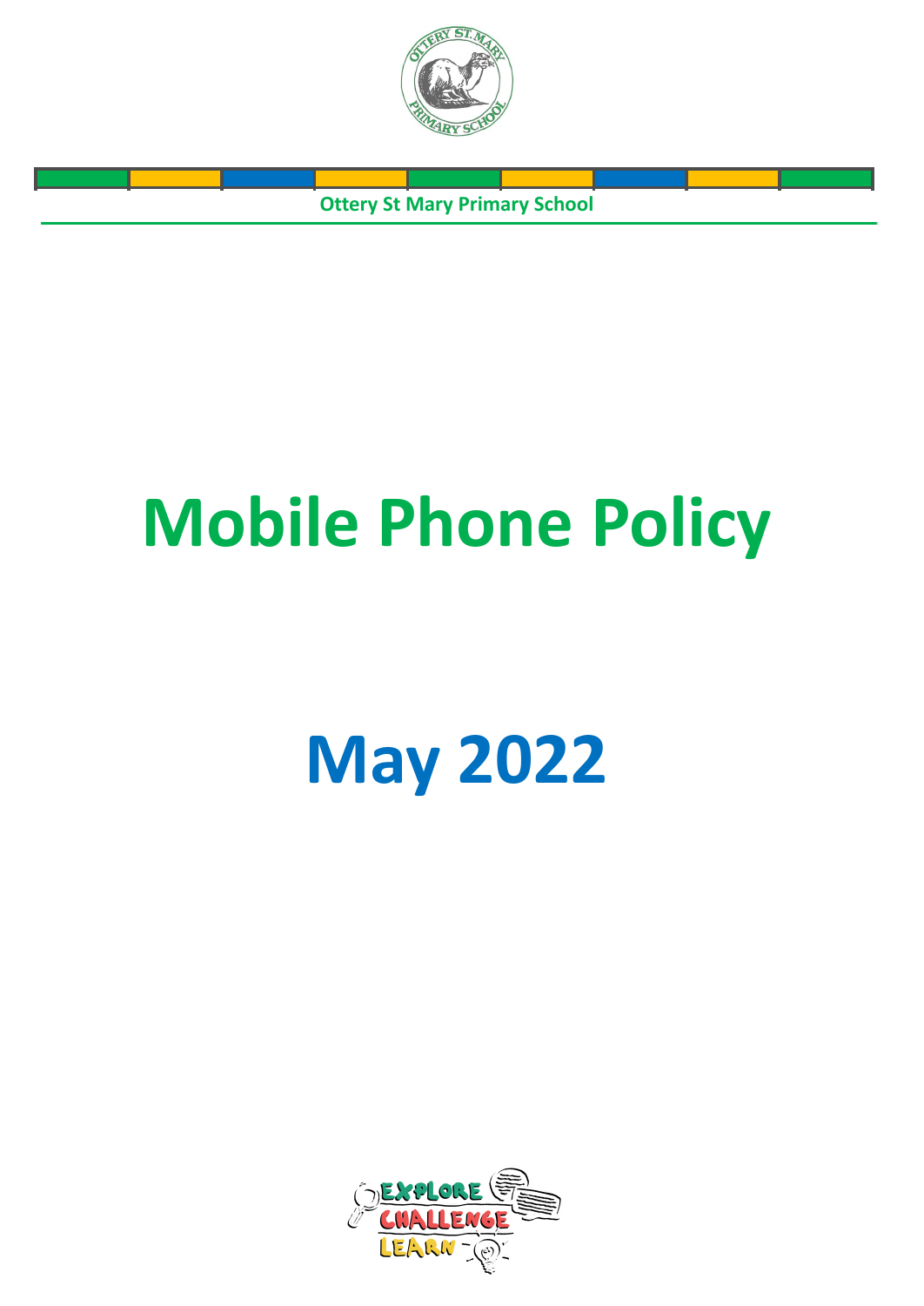Ottery St Mary Primary School

# Mobile Phone Policy

# May 2022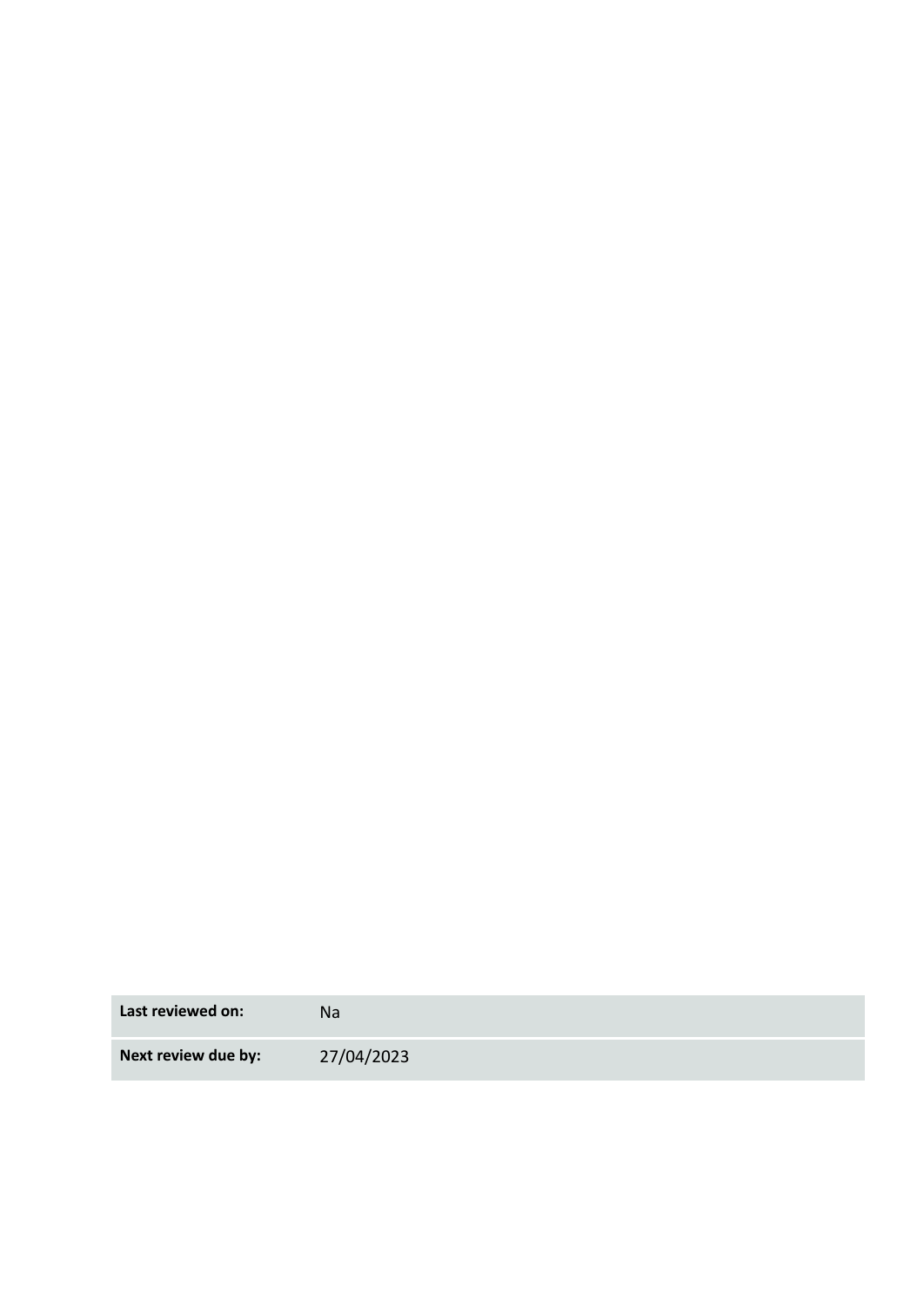| Last reviewed on: | Na |
| --- | --- |
| **Next review due by:** | 27/04/2023 |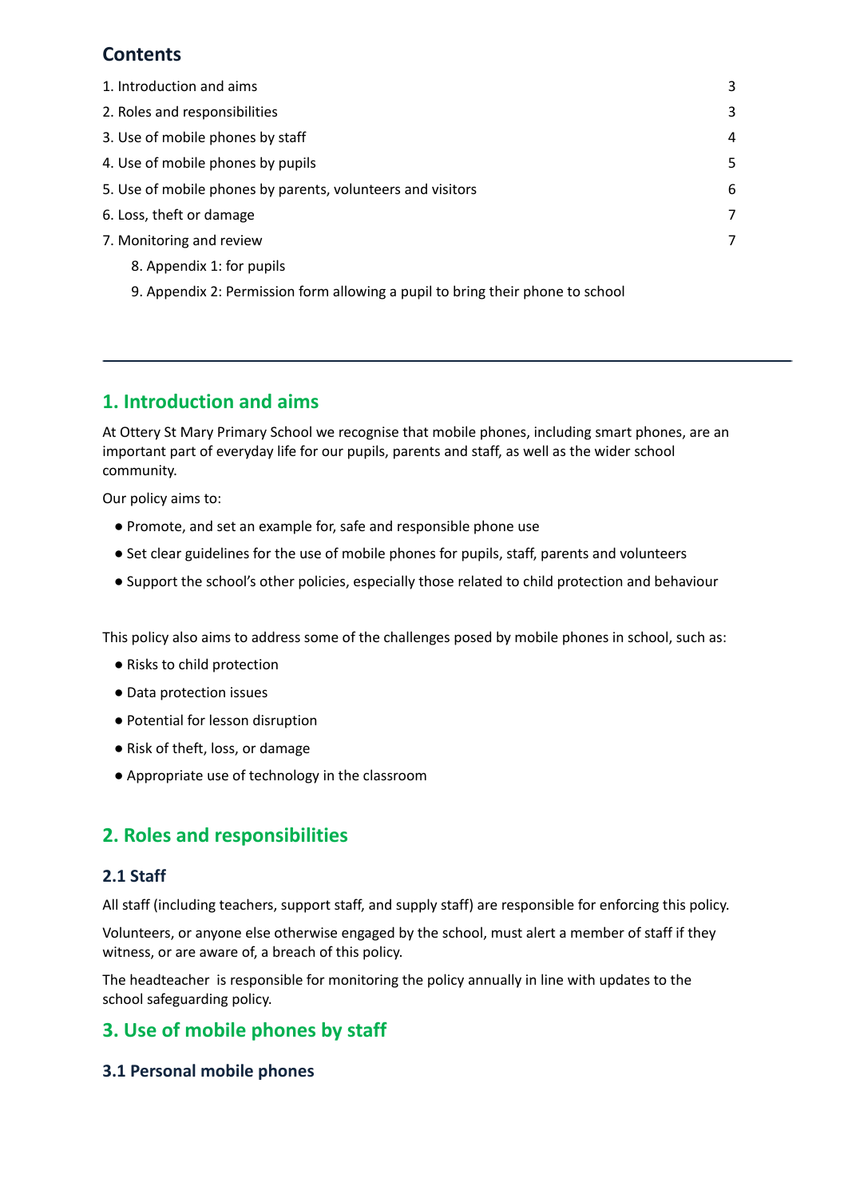## Contents

| | |
|---|---|
| 1. Introduction and aims | 3 |
| 2. Roles and responsibilities | 3 |
| 3. Use of mobile phones by staff | 4 |
| 4. Use of mobile phones by pupils | 5 |
| 5. Use of mobile phones by parents, volunteers and visitors | 6 |
| 6. Loss, theft or damage | 7 |
| 7. Monitoring and review | 7 |
| 8. Appendix 1: for pupils | |
| 9. Appendix 2: Permission form allowing a pupil to bring their phone to school | |

---

## 1. Introduction and aims

At Ottery St Mary Primary School we recognise that mobile phones, including smart phones, are an important part of everyday life for our pupils, parents and staff, as well as the wider school community.

Our policy aims to:

- Promote, and set an example for, safe and responsible phone use
- Set clear guidelines for the use of mobile phones for pupils, staff, parents and volunteers
- Support the school's other policies, especially those related to child protection and behaviour

This policy also aims to address some of the challenges posed by mobile phones in school, such as:

- Risks to child protection
- Data protection issues
- Potential for lesson disruption
- Risk of theft, loss, or damage
- Appropriate use of technology in the classroom

## 2. Roles and responsibilities

### 2.1 Staff

All staff (including teachers, support staff, and supply staff) are responsible for enforcing this policy.

Volunteers, or anyone else otherwise engaged by the school, must alert a member of staff if they witness, or are aware of, a breach of this policy.

The headteacher is responsible for monitoring the policy annually in line with updates to the school safeguarding policy.

## 3. Use of mobile phones by staff

### 3.1 Personal mobile phones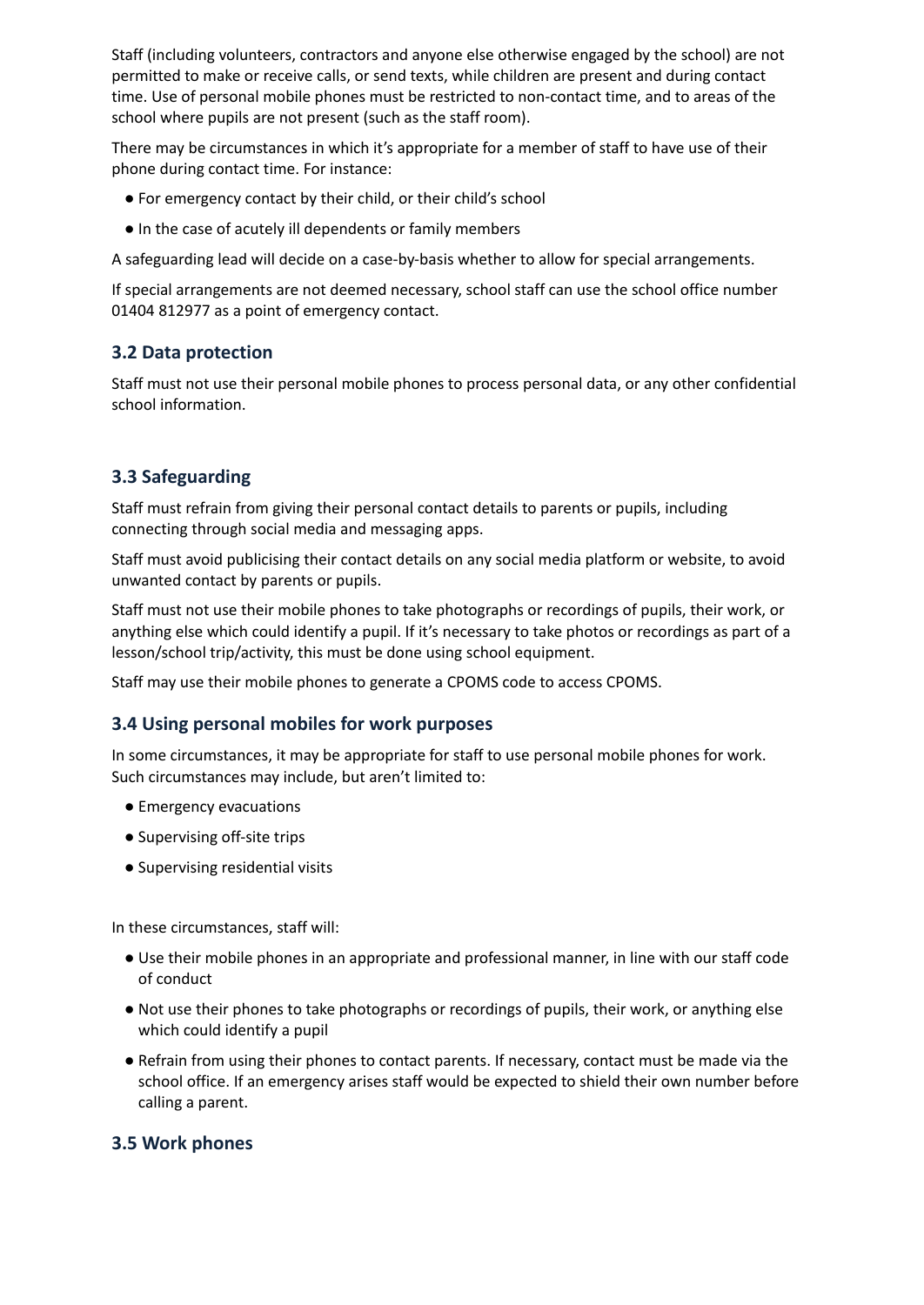Staff (including volunteers, contractors and anyone else otherwise engaged by the school) are not permitted to make or receive calls, or send texts, while children are present and during contact time. Use of personal mobile phones must be restricted to non-contact time, and to areas of the school where pupils are not present (such as the staff room).

There may be circumstances in which it's appropriate for a member of staff to have use of their phone during contact time. For instance:

- For emergency contact by their child, or their child's school
- In the case of acutely ill dependents or family members

A safeguarding lead will decide on a case-by-basis whether to allow for special arrangements.

If special arrangements are not deemed necessary, school staff can use the school office number 01404 812977 as a point of emergency contact.

### 3.2 Data protection

Staff must not use their personal mobile phones to process personal data, or any other confidential school information.

### 3.3 Safeguarding

Staff must refrain from giving their personal contact details to parents or pupils, including connecting through social media and messaging apps.

Staff must avoid publicising their contact details on any social media platform or website, to avoid unwanted contact by parents or pupils.

Staff must not use their mobile phones to take photographs or recordings of pupils, their work, or anything else which could identify a pupil. If it's necessary to take photos or recordings as part of a lesson/school trip/activity, this must be done using school equipment.

Staff may use their mobile phones to generate a CPOMS code to access CPOMS.

### 3.4 Using personal mobiles for work purposes

In some circumstances, it may be appropriate for staff to use personal mobile phones for work. Such circumstances may include, but aren't limited to:

- Emergency evacuations
- Supervising off-site trips
- Supervising residential visits

In these circumstances, staff will:

- Use their mobile phones in an appropriate and professional manner, in line with our staff code of conduct
- Not use their phones to take photographs or recordings of pupils, their work, or anything else which could identify a pupil
- Refrain from using their phones to contact parents. If necessary, contact must be made via the school office. If an emergency arises staff would be expected to shield their own number before calling a parent.

### 3.5 Work phones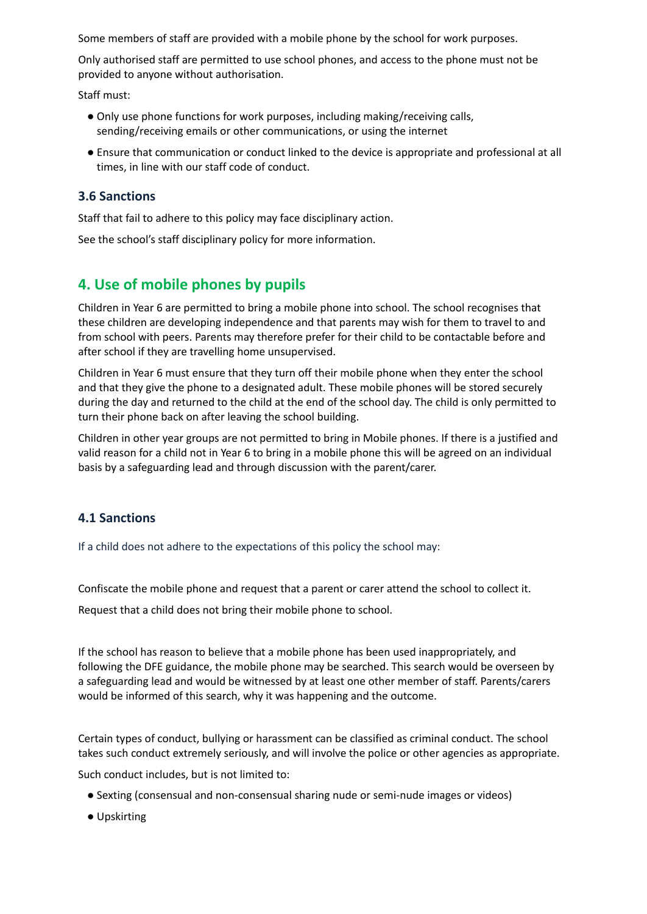Some members of staff are provided with a mobile phone by the school for work purposes.

Only authorised staff are permitted to use school phones, and access to the phone must not be provided to anyone without authorisation.

Staff must:

- Only use phone functions for work purposes, including making/receiving calls, sending/receiving emails or other communications, or using the internet
- Ensure that communication or conduct linked to the device is appropriate and professional at all times, in line with our staff code of conduct.

### 3.6 Sanctions

Staff that fail to adhere to this policy may face disciplinary action.

See the school's staff disciplinary policy for more information.

## 4. Use of mobile phones by pupils

Children in Year 6 are permitted to bring a mobile phone into school. The school recognises that these children are developing independence and that parents may wish for them to travel to and from school with peers. Parents may therefore prefer for their child to be contactable before and after school if they are travelling home unsupervised.

Children in Year 6 must ensure that they turn off their mobile phone when they enter the school and that they give the phone to a designated adult. These mobile phones will be stored securely during the day and returned to the child at the end of the school day. The child is only permitted to turn their phone back on after leaving the school building.

Children in other year groups are not permitted to bring in Mobile phones. If there is a justified and valid reason for a child not in Year 6 to bring in a mobile phone this will be agreed on an individual basis by a safeguarding lead and through discussion with the parent/carer.

### 4.1 Sanctions

If a child does not adhere to the expectations of this policy the school may:

Confiscate the mobile phone and request that a parent or carer attend the school to collect it.

Request that a child does not bring their mobile phone to school.

If the school has reason to believe that a mobile phone has been used inappropriately, and following the DFE guidance, the mobile phone may be searched. This search would be overseen by a safeguarding lead and would be witnessed by at least one other member of staff. Parents/carers would be informed of this search, why it was happening and the outcome.

Certain types of conduct, bullying or harassment can be classified as criminal conduct. The school takes such conduct extremely seriously, and will involve the police or other agencies as appropriate.

Such conduct includes, but is not limited to:

- Sexting (consensual and non-consensual sharing nude or semi-nude images or videos)
- Upskirting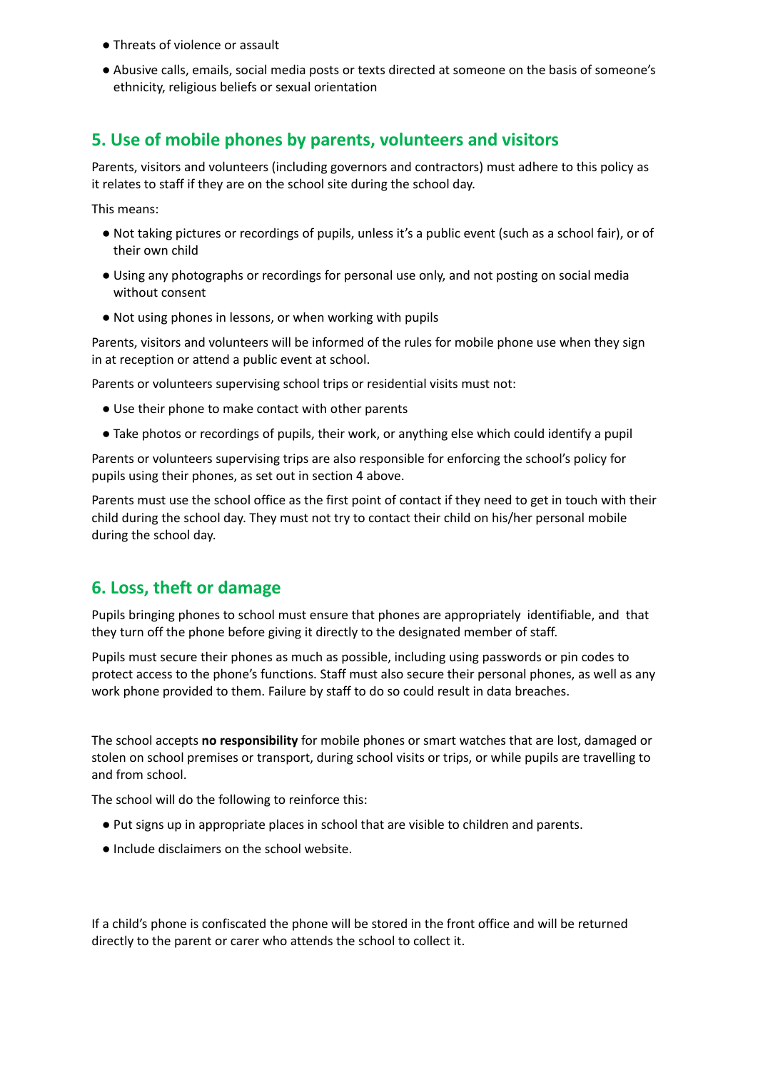- Threats of violence or assault
- Abusive calls, emails, social media posts or texts directed at someone on the basis of someone's ethnicity, religious beliefs or sexual orientation

## 5. Use of mobile phones by parents, volunteers and visitors

Parents, visitors and volunteers (including governors and contractors) must adhere to this policy as it relates to staff if they are on the school site during the school day.

This means:

- Not taking pictures or recordings of pupils, unless it's a public event (such as a school fair), or of their own child
- Using any photographs or recordings for personal use only, and not posting on social media without consent
- Not using phones in lessons, or when working with pupils

Parents, visitors and volunteers will be informed of the rules for mobile phone use when they sign in at reception or attend a public event at school.

Parents or volunteers supervising school trips or residential visits must not:

- Use their phone to make contact with other parents
- Take photos or recordings of pupils, their work, or anything else which could identify a pupil

Parents or volunteers supervising trips are also responsible for enforcing the school's policy for pupils using their phones, as set out in section 4 above.

Parents must use the school office as the first point of contact if they need to get in touch with their child during the school day. They must not try to contact their child on his/her personal mobile during the school day.

## 6. Loss, theft or damage

Pupils bringing phones to school must ensure that phones are appropriately identifiable, and that they turn off the phone before giving it directly to the designated member of staff.

Pupils must secure their phones as much as possible, including using passwords or pin codes to protect access to the phone's functions. Staff must also secure their personal phones, as well as any work phone provided to them. Failure by staff to do so could result in data breaches.

The school accepts **no responsibility** for mobile phones or smart watches that are lost, damaged or stolen on school premises or transport, during school visits or trips, or while pupils are travelling to and from school.

The school will do the following to reinforce this:

- Put signs up in appropriate places in school that are visible to children and parents.
- Include disclaimers on the school website.

If a child's phone is confiscated the phone will be stored in the front office and will be returned directly to the parent or carer who attends the school to collect it.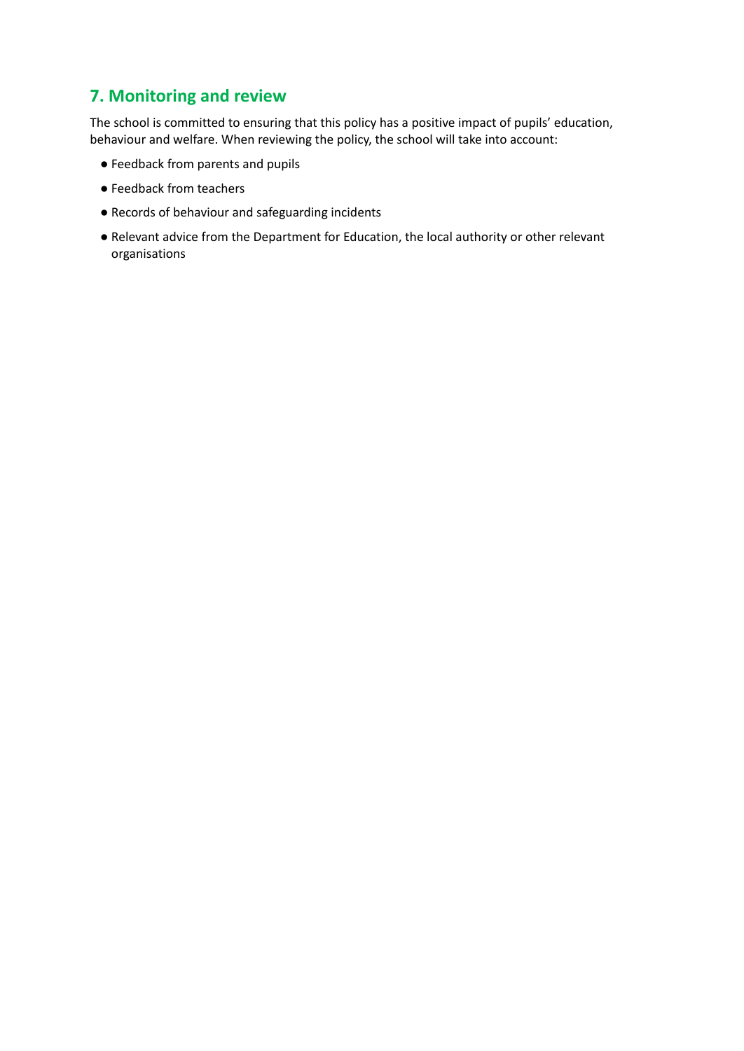## 7. Monitoring and review

The school is committed to ensuring that this policy has a positive impact of pupils' education, behaviour and welfare. When reviewing the policy, the school will take into account:

- Feedback from parents and pupils
- Feedback from teachers
- Records of behaviour and safeguarding incidents
- Relevant advice from the Department for Education, the local authority or other relevant organisations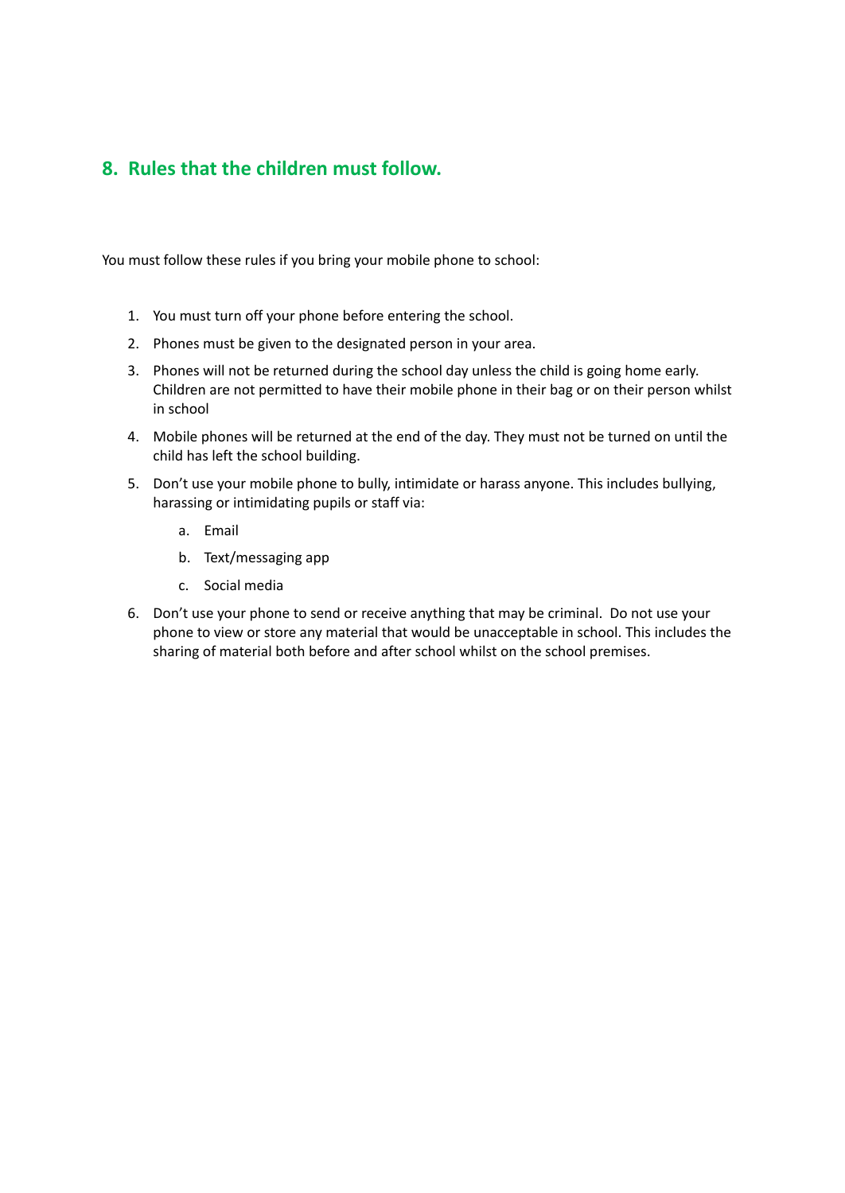## 8. Rules that the children must follow.

You must follow these rules if you bring your mobile phone to school:

1. You must turn off your phone before entering the school.
2. Phones must be given to the designated person in your area.
3. Phones will not be returned during the school day unless the child is going home early. Children are not permitted to have their mobile phone in their bag or on their person whilst in school
4. Mobile phones will be returned at the end of the day. They must not be turned on until the child has left the school building.
5. Don't use your mobile phone to bully, intimidate or harass anyone. This includes bullying, harassing or intimidating pupils or staff via:
    a. Email
    b. Text/messaging app
    c. Social media
6. Don't use your phone to send or receive anything that may be criminal. Do not use your phone to view or store any material that would be unacceptable in school. This includes the sharing of material both before and after school whilst on the school premises.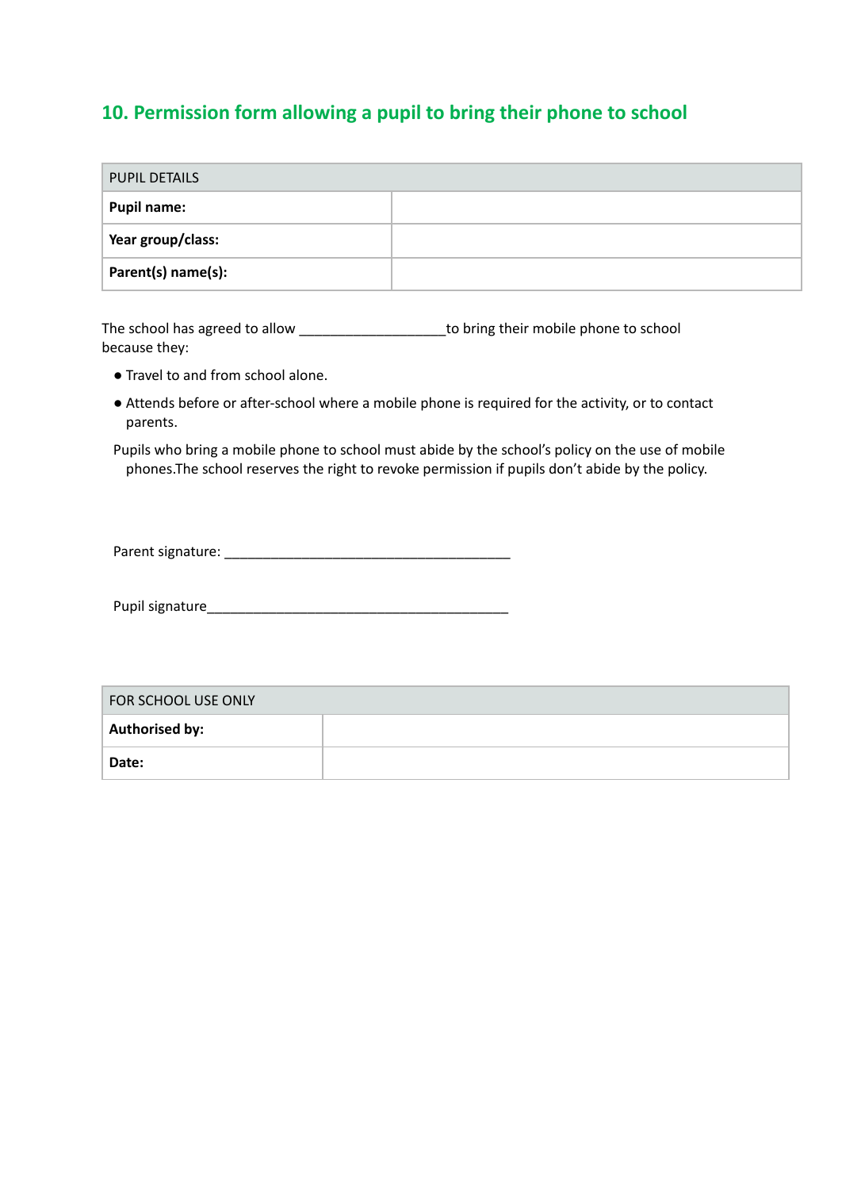## 10. Permission form allowing a pupil to bring their phone to school

| PUPIL DETAILS | |
|---|---|
| **Pupil name:** | |
| **Year group/class:** | |
| **Parent(s) name(s):** | |

The school has agreed to allow ___________________to bring their mobile phone to school because they:

- Travel to and from school alone.
- Attends before or after-school where a mobile phone is required for the activity, or to contact parents.

Pupils who bring a mobile phone to school must abide by the school's policy on the use of mobile phones.The school reserves the right to revoke permission if pupils don't abide by the policy.

Parent signature: _______________________________________

Pupil signature_________________________________________

| FOR SCHOOL USE ONLY | |
|---|---|
| **Authorised by:** | |
| **Date:** | |